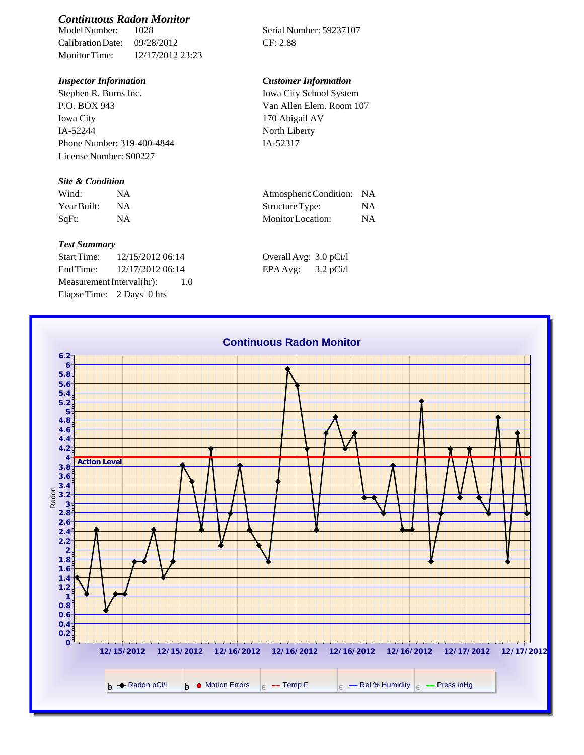## *Continuous Radon Monitor*

| | | | |
|---|---|---|---|
| Model Number: | 1028 | Serial Number: 59237107 | |
| Calibration Date: | 09/28/2012 | CF: 2.88 | |
| Monitor Time: | 12/17/2012 23:23 | | |

### *Inspector Information*

Stephen R. Burns Inc.
P.O. BOX 943
Iowa City
IA-52244
Phone Number: 319-400-4844
License Number: S00227

### *Customer Information*

Iowa City School System
Van Allen Elem. Room 107
170 Abigail AV
North Liberty
IA-52317

### *Site & Condition*

| | | | |
|---|---|---|---|
| Wind: | NA | Atmospheric Condition: | NA |
| Year Built: | NA | Structure Type: | NA |
| SqFt: | NA | Monitor Location: | NA |

### *Test Summary*

| | | | |
|---|---|---|---|
| Start Time: | 12/15/2012 06:14 | Overall Avg: | 3.0 pCi/l |
| End Time: | 12/17/2012 06:14 | EPA Avg: | 3.2 pCi/l |
| Measurement Interval(hr): | 1.0 | | |
| Elapse Time: | 2 Days 0 hrs | | |

**Continuous Radon Monitor**

Radon (0–6.2) vs. date (12/15/2012 – 12/17/2012); Action Level at 4.

Legend: Radon pCi/l, Motion Errors, Temp F, Rel % Humidity, Press inHg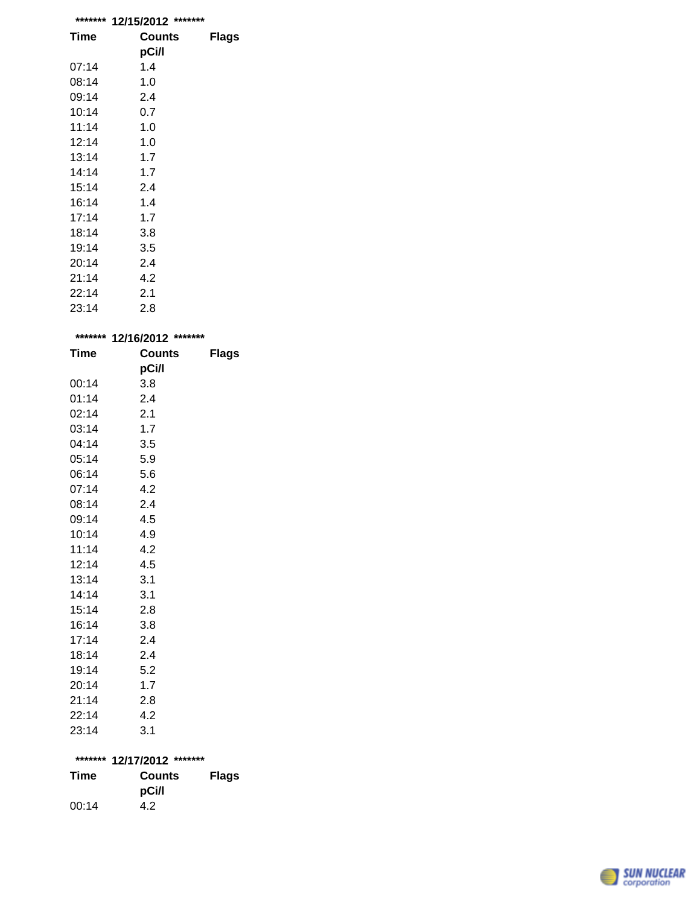******* 12/15/2012 *******

| Time | Counts pCi/l | Flags |
|---|---|---|
| 07:14 | 1.4 | |
| 08:14 | 1.0 | |
| 09:14 | 2.4 | |
| 10:14 | 0.7 | |
| 11:14 | 1.0 | |
| 12:14 | 1.0 | |
| 13:14 | 1.7 | |
| 14:14 | 1.7 | |
| 15:14 | 2.4 | |
| 16:14 | 1.4 | |
| 17:14 | 1.7 | |
| 18:14 | 3.8 | |
| 19:14 | 3.5 | |
| 20:14 | 2.4 | |
| 21:14 | 4.2 | |
| 22:14 | 2.1 | |
| 23:14 | 2.8 | |

******* 12/16/2012 *******

| Time | Counts pCi/l | Flags |
|---|---|---|
| 00:14 | 3.8 | |
| 01:14 | 2.4 | |
| 02:14 | 2.1 | |
| 03:14 | 1.7 | |
| 04:14 | 3.5 | |
| 05:14 | 5.9 | |
| 06:14 | 5.6 | |
| 07:14 | 4.2 | |
| 08:14 | 2.4 | |
| 09:14 | 4.5 | |
| 10:14 | 4.9 | |
| 11:14 | 4.2 | |
| 12:14 | 4.5 | |
| 13:14 | 3.1 | |
| 14:14 | 3.1 | |
| 15:14 | 2.8 | |
| 16:14 | 3.8 | |
| 17:14 | 2.4 | |
| 18:14 | 2.4 | |
| 19:14 | 5.2 | |
| 20:14 | 1.7 | |
| 21:14 | 2.8 | |
| 22:14 | 4.2 | |
| 23:14 | 3.1 | |

******* 12/17/2012 *******

| Time | Counts pCi/l | Flags |
|---|---|---|
| 00:14 | 4.2 | |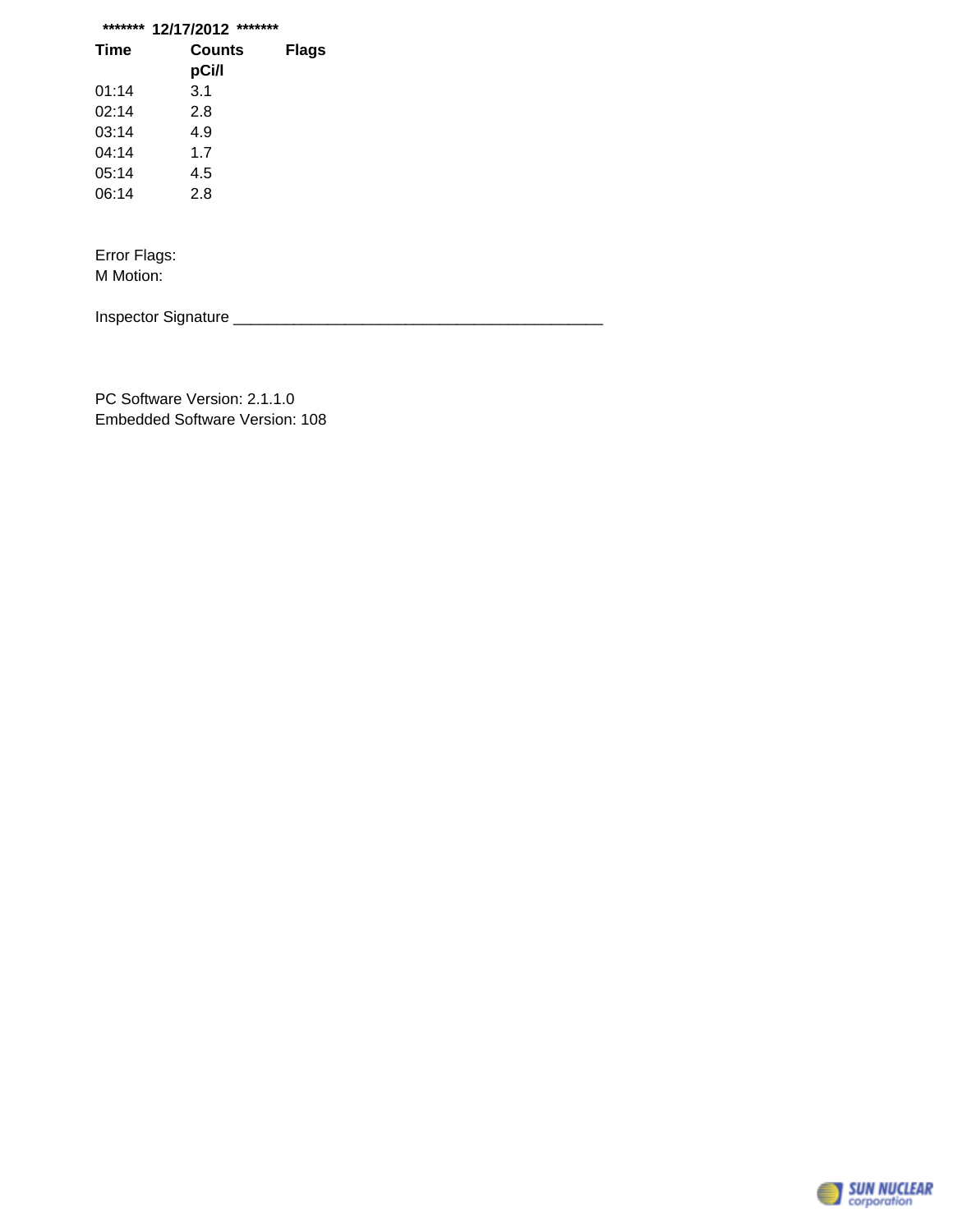**\*\*\*\*\*\*\* 12/17/2012 \*\*\*\*\*\*\***

| Time | Counts pCi/l | Flags |
| --- | --- | --- |
| 01:14 | 3.1 | |
| 02:14 | 2.8 | |
| 03:14 | 4.9 | |
| 04:14 | 1.7 | |
| 05:14 | 4.5 | |
| 06:14 | 2.8 | |

Error Flags:
M Motion:

Inspector Signature ___________________________________________

PC Software Version: 2.1.1.0
Embedded Software Version: 108

SUN NUCLEAR corporation